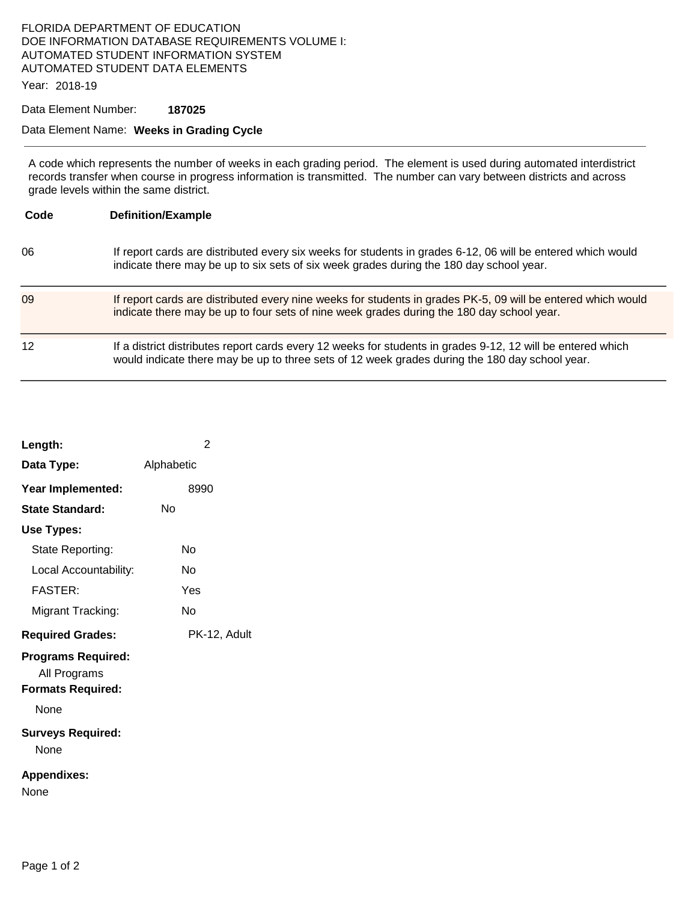FLORIDA DEPARTMENT OF EDUCATION
DOE INFORMATION DATABASE REQUIREMENTS VOLUME I:
AUTOMATED STUDENT INFORMATION SYSTEM
AUTOMATED STUDENT DATA ELEMENTS

Year: 2018-19

Data Element Number: **187025**

Data Element Name: **Weeks in Grading Cycle**

---

A code which represents the number of weeks in each grading period. The element is used during automated interdistrict records transfer when course in progress information is transmitted. The number can vary between districts and across grade levels within the same district.

| Code | Definition/Example |
|---|---|
| 06 | If report cards are distributed every six weeks for students in grades 6-12, 06 will be entered which would indicate there may be up to six sets of six week grades during the 180 day school year. |
| 09 | If report cards are distributed every nine weeks for students in grades PK-5, 09 will be entered which would indicate there may be up to four sets of nine week grades during the 180 day school year. |
| 12 | If a district distributes report cards every 12 weeks for students in grades 9-12, 12 will be entered which would indicate there may be up to three sets of 12 week grades during the 180 day school year. |

**Length:** 2

**Data Type:** Alphabetic

**Year Implemented:** 8990

**State Standard:** No

**Use Types:**

- State Reporting: No
- Local Accountability: No
- FASTER: Yes
- Migrant Tracking: No

**Required Grades:** PK-12, Adult

**Programs Required:**

All Programs

**Formats Required:**

None

**Surveys Required:**

None

**Appendixes:**

None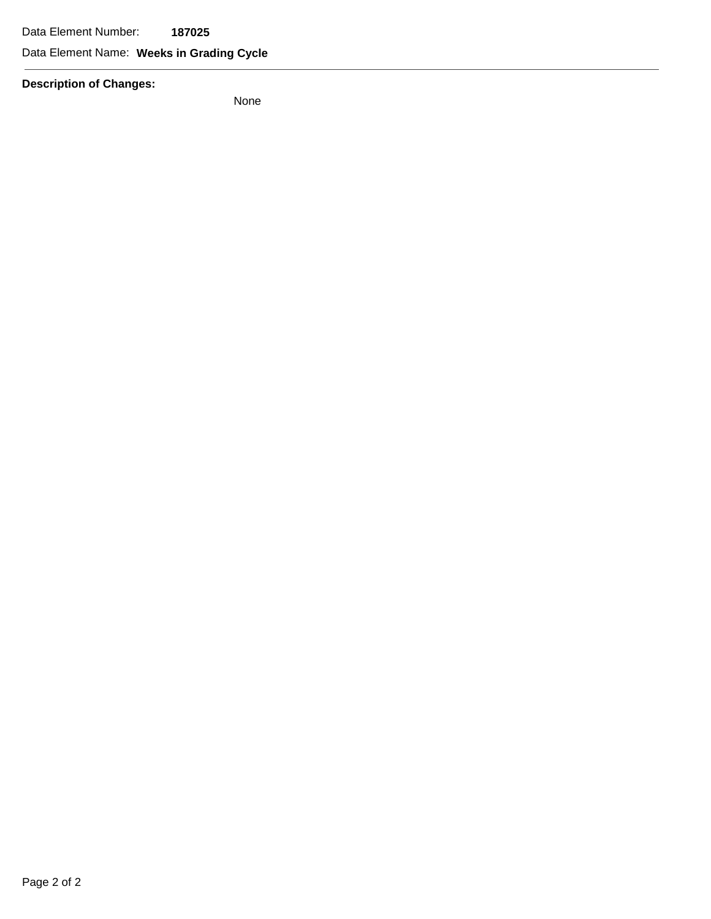Data Element Number: **187025**

Data Element Name: **Weeks in Grading Cycle**

---

**Description of Changes:**

None